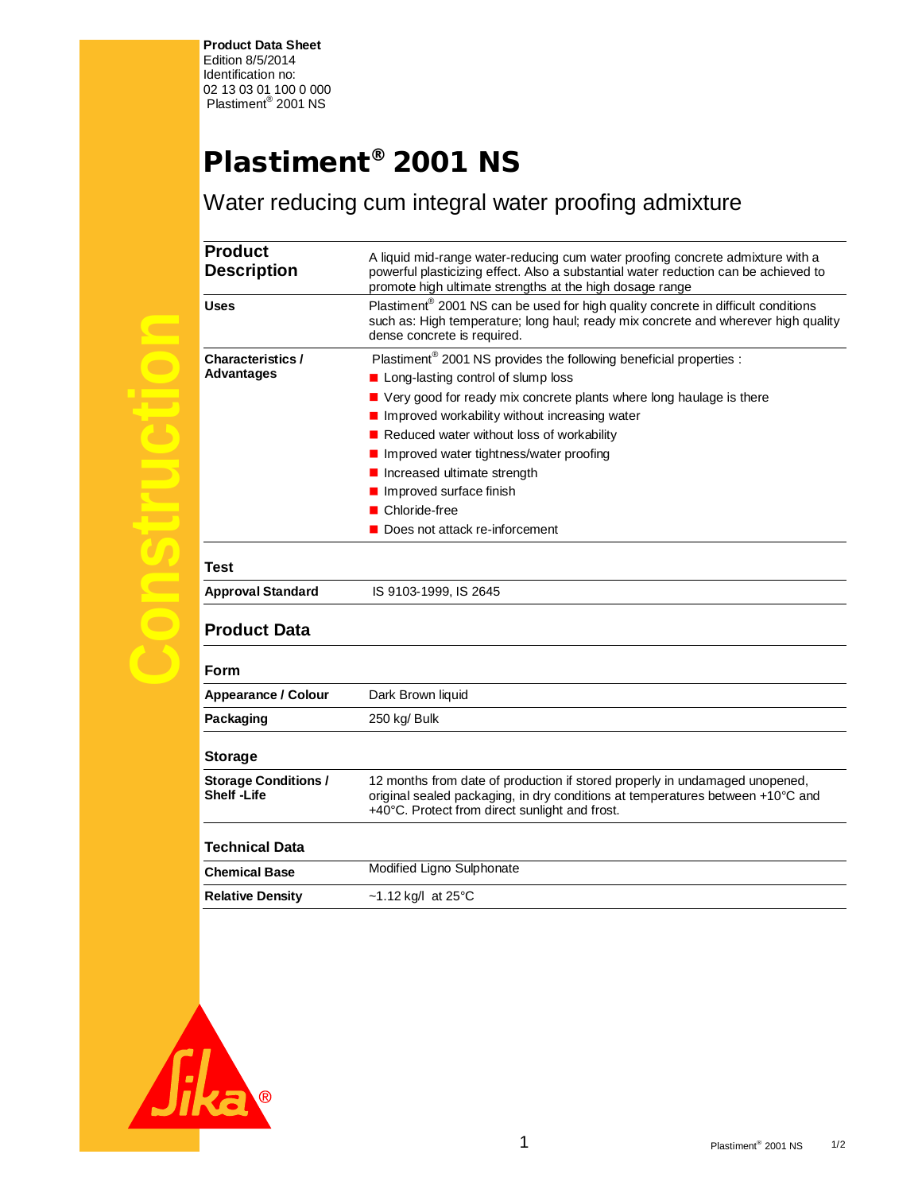**Product Data Sheet**
Edition 8/5/2014
Identification no:
02 13 03 01 100 0 000
Plastiment® 2001 NS

# Plastiment® 2001 NS

## Water reducing cum integral water proofing admixture

| | |
|---|---|
| **Product Description** | A liquid mid-range water-reducing cum water proofing concrete admixture with a powerful plasticizing effect. Also a substantial water reduction can be achieved to promote high ultimate strengths at the high dosage range |
| **Uses** | Plastiment® 2001 NS can be used for high quality concrete in difficult conditions such as: High temperature; long haul; ready mix concrete and wherever high quality dense concrete is required. |
| **Characteristics / Advantages** | Plastiment® 2001 NS provides the following beneficial properties : |

- Long-lasting control of slump loss
- Very good for ready mix concrete plants where long haulage is there
- Improved workability without increasing water
- Reduced water without loss of workability
- Improved water tightness/water proofing
- Increased ultimate strength
- Improved surface finish
- Chloride-free
- Does not attack re-inforcement

### Test

| | |
|---|---|
| **Approval Standard** | IS 9103-1999, IS 2645 |

## Product Data

### Form

| | |
|---|---|
| **Appearance / Colour** | Dark Brown liquid |
| **Packaging** | 250 kg/ Bulk |

### Storage

| | |
|---|---|
| **Storage Conditions / Shelf -Life** | 12 months from date of production if stored properly in undamaged unopened, original sealed packaging, in dry conditions at temperatures between +10°C and +40°C. Protect from direct sunlight and frost. |

### Technical Data

| | |
|---|---|
| **Chemical Base** | Modified Ligno Sulphonate |
| **Relative Density** | ~1.12 kg/l at 25°C |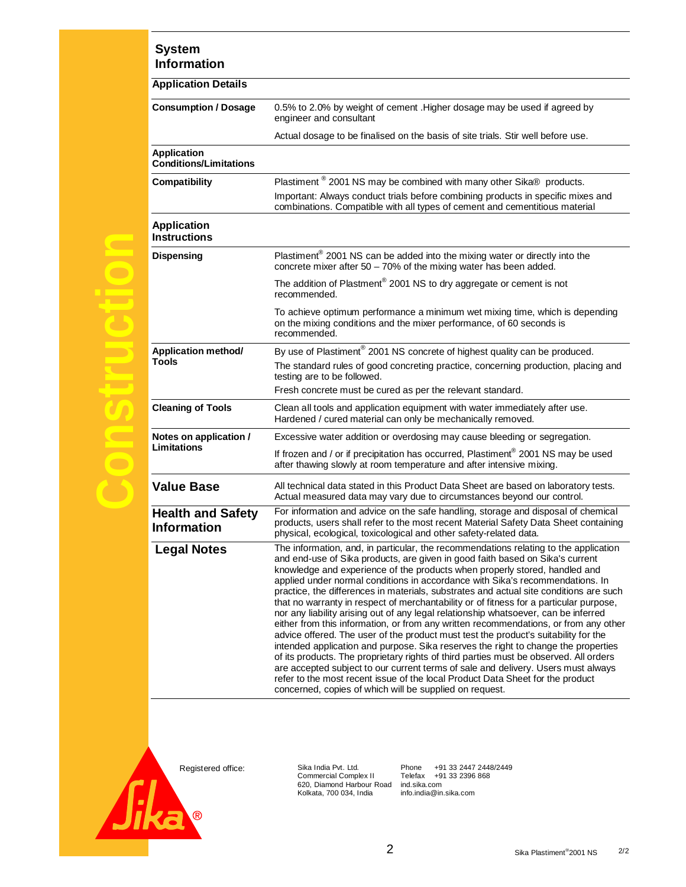## System Information

### Application Details

**Consumption / Dosage**

0.5% to 2.0% by weight of cement .Higher dosage may be used if agreed by engineer and consultant

Actual dosage to be finalised on the basis of site trials. Stir well before use.

### Application Conditions/Limitations

**Compatibility**

Plastiment ® 2001 NS may be combined with many other Sika® products.

Important: Always conduct trials before combining products in specific mixes and combinations. Compatible with all types of cement and cementitious material

### Application Instructions

**Dispensing**

Plastiment® 2001 NS can be added into the mixing water or directly into the concrete mixer after 50 – 70% of the mixing water has been added.

The addition of Plastment® 2001 NS to dry aggregate or cement is not recommended.

To achieve optimum performance a minimum wet mixing time, which is depending on the mixing conditions and the mixer performance, of 60 seconds is recommended.

**Application method/ Tools**

By use of Plastiment® 2001 NS concrete of highest quality can be produced.

The standard rules of good concreting practice, concerning production, placing and testing are to be followed.

Fresh concrete must be cured as per the relevant standard.

**Cleaning of Tools**

Clean all tools and application equipment with water immediately after use. Hardened / cured material can only be mechanically removed.

**Notes on application / Limitations**

Excessive water addition or overdosing may cause bleeding or segregation.

If frozen and / or if precipitation has occurred, Plastiment® 2001 NS may be used after thawing slowly at room temperature and after intensive mixing.

## Value Base

All technical data stated in this Product Data Sheet are based on laboratory tests. Actual measured data may vary due to circumstances beyond our control.

## Health and Safety Information

For information and advice on the safe handling, storage and disposal of chemical products, users shall refer to the most recent Material Safety Data Sheet containing physical, ecological, toxicological and other safety-related data.

## Legal Notes

The information, and, in particular, the recommendations relating to the application and end-use of Sika products, are given in good faith based on Sika's current knowledge and experience of the products when properly stored, handled and applied under normal conditions in accordance with Sika's recommendations. In practice, the differences in materials, substrates and actual site conditions are such that no warranty in respect of merchantability or of fitness for a particular purpose, nor any liability arising out of any legal relationship whatsoever, can be inferred either from this information, or from any written recommendations, or from any other advice offered. The user of the product must test the product's suitability for the intended application and purpose. Sika reserves the right to change the properties of its products. The proprietary rights of third parties must be observed. All orders are accepted subject to our current terms of sale and delivery. Users must always refer to the most recent issue of the local Product Data Sheet for the product concerned, copies of which will be supplied on request.

Registered office:

Sika India Pvt. Ltd.
Commercial Complex II
620, Diamond Harbour Road
Kolkata, 700 034, India

Phone +91 33 2447 2448/2449
Telefax +91 33 2396 868
ind.sika.com
info.india@in.sika.com